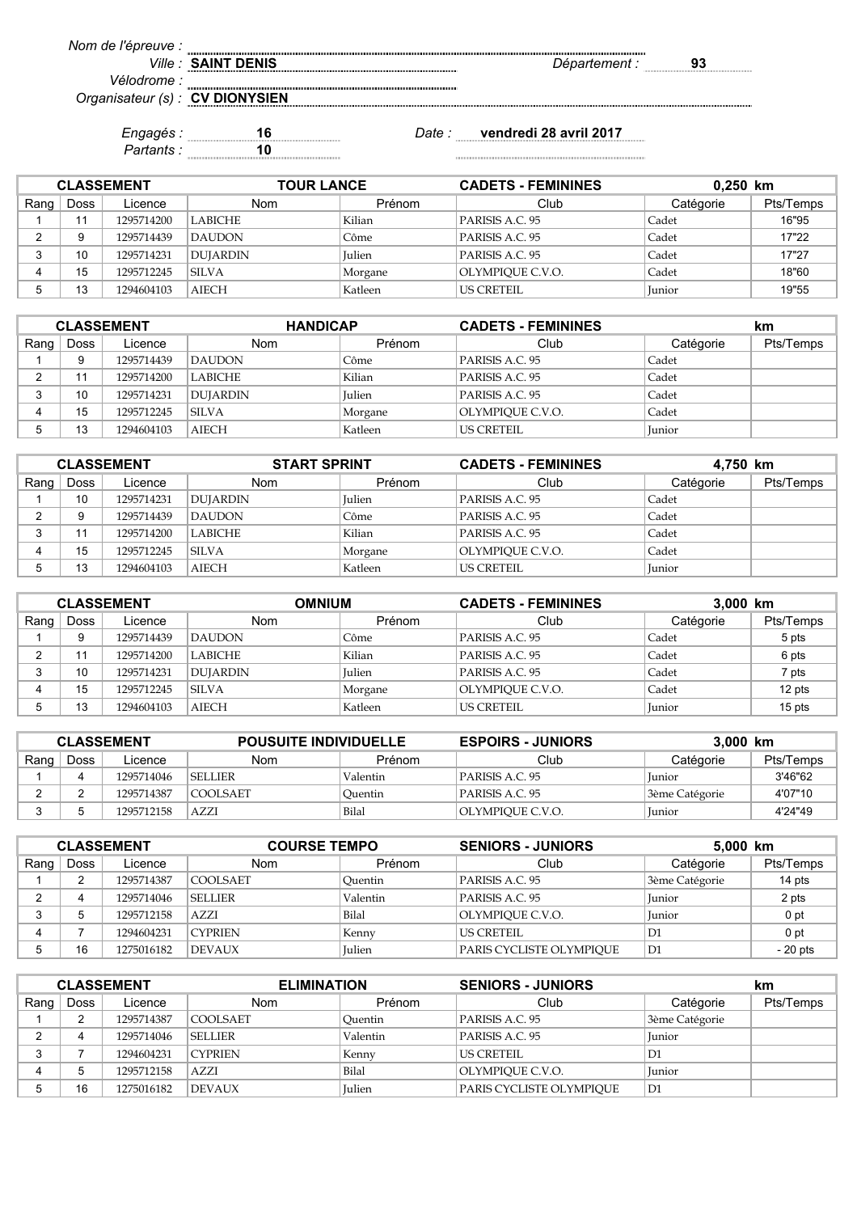Nom de l'épreuve :

Ville : **SAINT DENIS** Département : **93**

Vélodrome :

Organisateur (s) : **CV DIONYSIEN**

Engagés : **16** Date : **vendredi 28 avril 2017**

Partants : **10**

| CLASSEMENT | | | TOUR LANCE | | CADETS - FEMININES | 0,250 km | |
|---|---|---|---|---|---|---|---|
| Rang | Doss | Licence | Nom | Prénom | Club | Catégorie | Pts/Temps |
| 1 | 11 | 1295714200 | LABICHE | Kilian | PARISIS A.C. 95 | Cadet | 16"95 |
| 2 | 9 | 1295714439 | DAUDON | Côme | PARISIS A.C. 95 | Cadet | 17"22 |
| 3 | 10 | 1295714231 | DUJARDIN | Julien | PARISIS A.C. 95 | Cadet | 17"27 |
| 4 | 15 | 1295712245 | SILVA | Morgane | OLYMPIQUE C.V.O. | Cadet | 18"60 |
| 5 | 13 | 1294604103 | AIECH | Katleen | US CRETEIL | Junior | 19"55 |

| CLASSEMENT | | | HANDICAP | | CADETS - FEMININES | km | |
|---|---|---|---|---|---|---|---|
| Rang | Doss | Licence | Nom | Prénom | Club | Catégorie | Pts/Temps |
| 1 | 9 | 1295714439 | DAUDON | Côme | PARISIS A.C. 95 | Cadet | |
| 2 | 11 | 1295714200 | LABICHE | Kilian | PARISIS A.C. 95 | Cadet | |
| 3 | 10 | 1295714231 | DUJARDIN | Julien | PARISIS A.C. 95 | Cadet | |
| 4 | 15 | 1295712245 | SILVA | Morgane | OLYMPIQUE C.V.O. | Cadet | |
| 5 | 13 | 1294604103 | AIECH | Katleen | US CRETEIL | Junior | |

| CLASSEMENT | | | START SPRINT | | CADETS - FEMININES | 4,750 km | |
|---|---|---|---|---|---|---|---|
| Rang | Doss | Licence | Nom | Prénom | Club | Catégorie | Pts/Temps |
| 1 | 10 | 1295714231 | DUJARDIN | Julien | PARISIS A.C. 95 | Cadet | |
| 2 | 9 | 1295714439 | DAUDON | Côme | PARISIS A.C. 95 | Cadet | |
| 3 | 11 | 1295714200 | LABICHE | Kilian | PARISIS A.C. 95 | Cadet | |
| 4 | 15 | 1295712245 | SILVA | Morgane | OLYMPIQUE C.V.O. | Cadet | |
| 5 | 13 | 1294604103 | AIECH | Katleen | US CRETEIL | Junior | |

| CLASSEMENT | | | OMNIUM | | CADETS - FEMININES | 3,000 km | |
|---|---|---|---|---|---|---|---|
| Rang | Doss | Licence | Nom | Prénom | Club | Catégorie | Pts/Temps |
| 1 | 9 | 1295714439 | DAUDON | Côme | PARISIS A.C. 95 | Cadet | 5 pts |
| 2 | 11 | 1295714200 | LABICHE | Kilian | PARISIS A.C. 95 | Cadet | 6 pts |
| 3 | 10 | 1295714231 | DUJARDIN | Julien | PARISIS A.C. 95 | Cadet | 7 pts |
| 4 | 15 | 1295712245 | SILVA | Morgane | OLYMPIQUE C.V.O. | Cadet | 12 pts |
| 5 | 13 | 1294604103 | AIECH | Katleen | US CRETEIL | Junior | 15 pts |

| CLASSEMENT | | | POUSUITE INDIVIDUELLE | | ESPOIRS - JUNIORS | 3,000 km | |
|---|---|---|---|---|---|---|---|
| Rang | Doss | Licence | Nom | Prénom | Club | Catégorie | Pts/Temps |
| 1 | 4 | 1295714046 | SELLIER | Valentin | PARISIS A.C. 95 | Junior | 3'46"62 |
| 2 | 2 | 1295714387 | COOLSAET | Quentin | PARISIS A.C. 95 | 3ème Catégorie | 4'07"10 |
| 3 | 5 | 1295712158 | AZZI | Bilal | OLYMPIQUE C.V.O. | Junior | 4'24"49 |

| CLASSEMENT | | | COURSE TEMPO | | SENIORS - JUNIORS | 5,000 km | |
|---|---|---|---|---|---|---|---|
| Rang | Doss | Licence | Nom | Prénom | Club | Catégorie | Pts/Temps |
| 1 | 2 | 1295714387 | COOLSAET | Quentin | PARISIS A.C. 95 | 3ème Catégorie | 14 pts |
| 2 | 4 | 1295714046 | SELLIER | Valentin | PARISIS A.C. 95 | Junior | 2 pts |
| 3 | 5 | 1295712158 | AZZI | Bilal | OLYMPIQUE C.V.O. | Junior | 0 pt |
| 4 | 7 | 1294604231 | CYPRIEN | Kenny | US CRETEIL | D1 | 0 pt |
| 5 | 16 | 1275016182 | DEVAUX | Julien | PARIS CYCLISTE OLYMPIQUE | D1 | - 20 pts |

| CLASSEMENT | | | ELIMINATION | | SENIORS - JUNIORS | km | |
|---|---|---|---|---|---|---|---|
| Rang | Doss | Licence | Nom | Prénom | Club | Catégorie | Pts/Temps |
| 1 | 2 | 1295714387 | COOLSAET | Quentin | PARISIS A.C. 95 | 3ème Catégorie | |
| 2 | 4 | 1295714046 | SELLIER | Valentin | PARISIS A.C. 95 | Junior | |
| 3 | 7 | 1294604231 | CYPRIEN | Kenny | US CRETEIL | D1 | |
| 4 | 5 | 1295712158 | AZZI | Bilal | OLYMPIQUE C.V.O. | Junior | |
| 5 | 16 | 1275016182 | DEVAUX | Julien | PARIS CYCLISTE OLYMPIQUE | D1 | |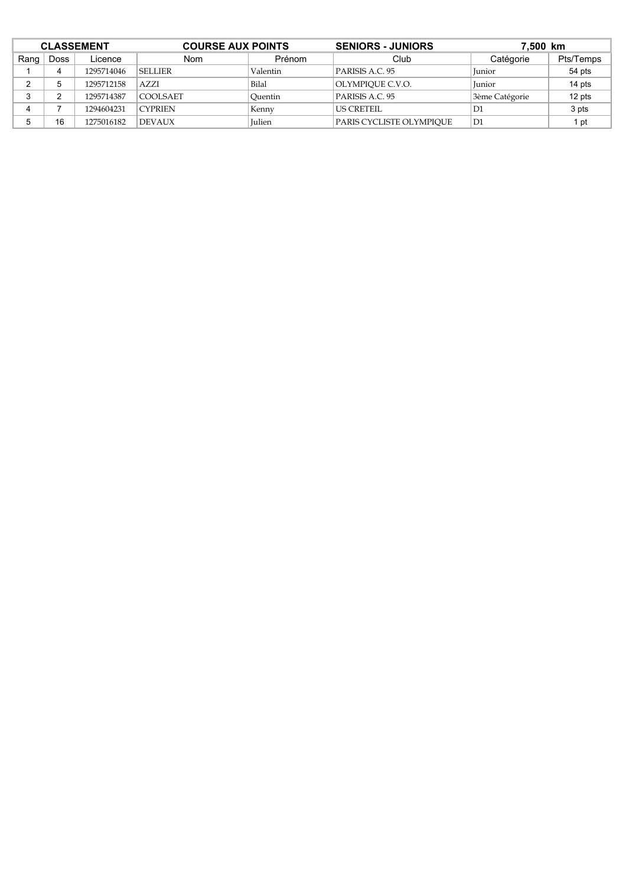| CLASSEMENT | | | COURSE AUX POINTS | | SENIORS - JUNIORS | 7,500 km | |
|---|---|---|---|---|---|---|---|
| Rang | Doss | Licence | Nom | Prénom | Club | Catégorie | Pts/Temps |
| 1 | 4 | 1295714046 | SELLIER | Valentin | PARISIS A.C. 95 | Junior | 54 pts |
| 2 | 5 | 1295712158 | AZZI | Bilal | OLYMPIQUE C.V.O. | Junior | 14 pts |
| 3 | 2 | 1295714387 | COOLSAET | Quentin | PARISIS A.C. 95 | 3ème Catégorie | 12 pts |
| 4 | 7 | 1294604231 | CYPRIEN | Kenny | US CRETEIL | D1 | 3 pts |
| 5 | 16 | 1275016182 | DEVAUX | Julien | PARIS CYCLISTE OLYMPIQUE | D1 | 1 pt |